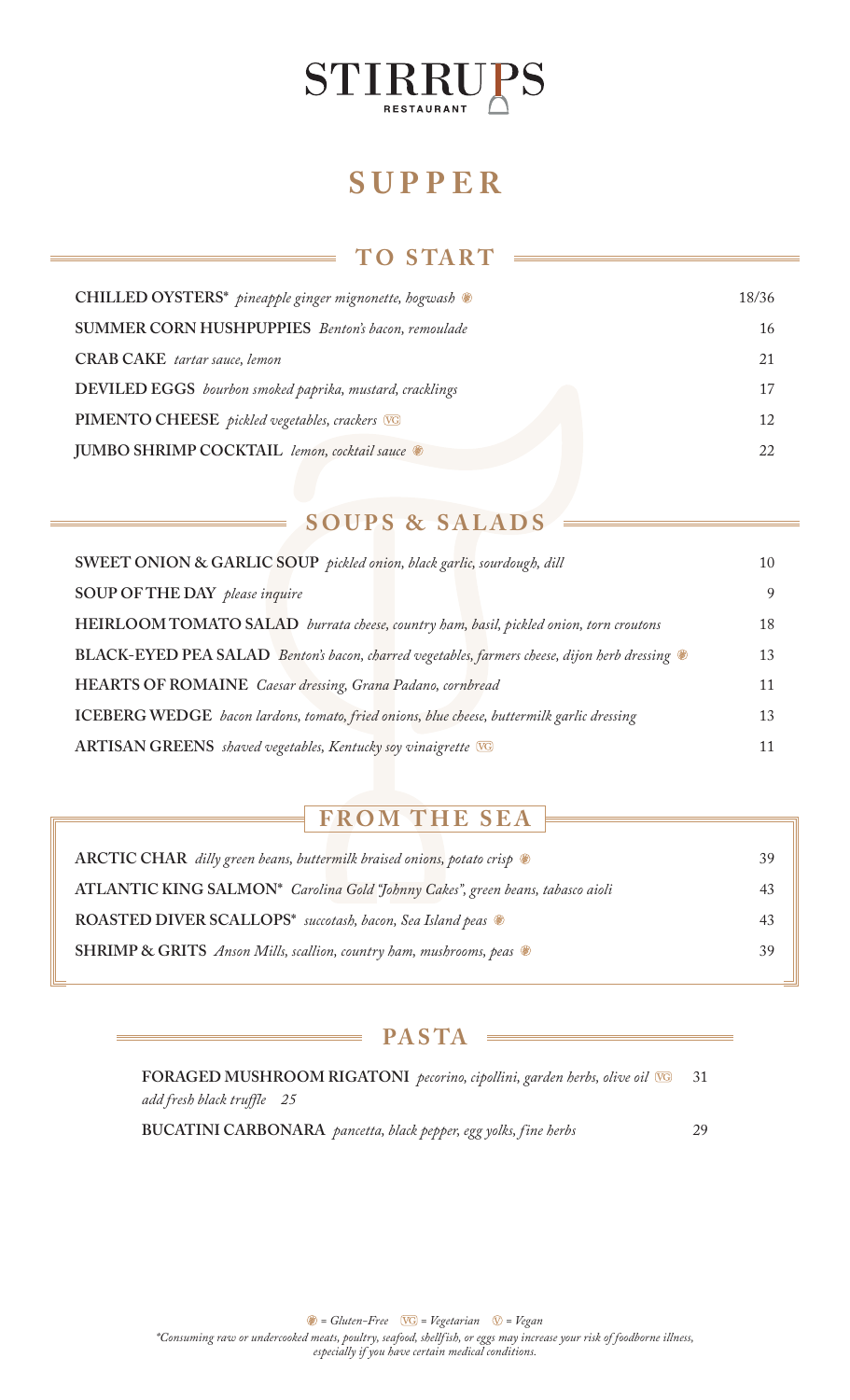# STIRRUPS
RESTAURANT

# SUPPER

## TO START

| | |
|---|---|
| **CHILLED OYSTERS*** *pineapple ginger mignonette, hogwash* ⓖ | 18/36 |
| **SUMMER CORN HUSHPUPPIES** *Benton's bacon, remoulade* | 16 |
| **CRAB CAKE** *tartar sauce, lemon* | 21 |
| **DEVILED EGGS** *bourbon smoked paprika, mustard, cracklings* | 17 |
| **PIMENTO CHEESE** *pickled vegetables, crackers* VG | 12 |
| **JUMBO SHRIMP COCKTAIL** *lemon, cocktail sauce* ⓖ | 22 |

## SOUPS & SALADS

| | |
|---|---|
| **SWEET ONION & GARLIC SOUP** *pickled onion, black garlic, sourdough, dill* | 10 |
| **SOUP OF THE DAY** *please inquire* | 9 |
| **HEIRLOOM TOMATO SALAD** *burrata cheese, country ham, basil, pickled onion, torn croutons* | 18 |
| **BLACK-EYED PEA SALAD** *Benton's bacon, charred vegetables, farmers cheese, dijon herb dressing* ⓖ | 13 |
| **HEARTS OF ROMAINE** *Caesar dressing, Grana Padano, cornbread* | 11 |
| **ICEBERG WEDGE** *bacon lardons, tomato, fried onions, blue cheese, buttermilk garlic dressing* | 13 |
| **ARTISAN GREENS** *shaved vegetables, Kentucky soy vinaigrette* VG | 11 |

## FROM THE SEA

| | |
|---|---|
| **ARCTIC CHAR** *dilly green beans, buttermilk braised onions, potato crisp* ⓖ | 39 |
| **ATLANTIC KING SALMON*** *Carolina Gold "Johnny Cakes", green beans, tabasco aioli* | 43 |
| **ROASTED DIVER SCALLOPS*** *succotash, bacon, Sea Island peas* ⓖ | 43 |
| **SHRIMP & GRITS** *Anson Mills, scallion, country ham, mushrooms, peas* ⓖ | 39 |

## PASTA

| | |
|---|---|
| **FORAGED MUSHROOM RIGATONI** *pecorino, cipollini, garden herbs, olive oil* VG<br>*add fresh black truffle 25* | 31 |
| **BUCATINI CARBONARA** *pancetta, black pepper, egg yolks, fine herbs* | 29 |

*ⓖ = Gluten-Free VG = Vegetarian Ⓥ = Vegan*

*\*Consuming raw or undercooked meats, poultry, seafood, shellfish, or eggs may increase your risk of foodborne illness, especially if you have certain medical conditions.*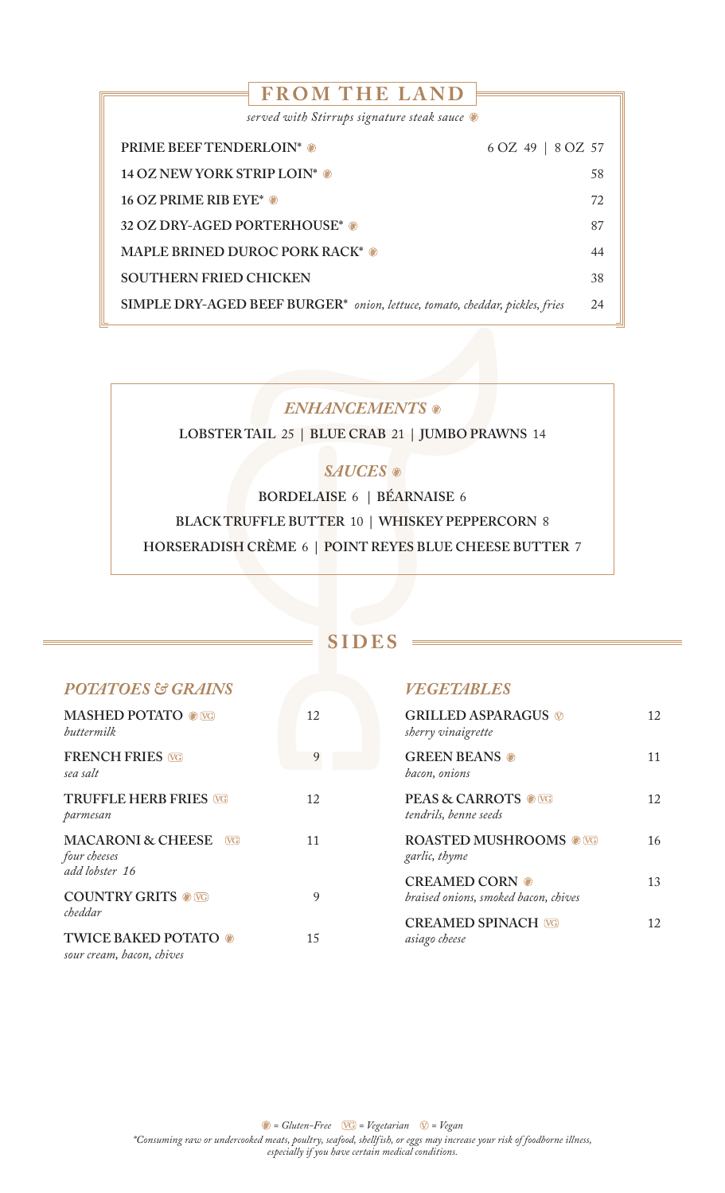## FROM THE LAND

*served with Stirrups signature steak sauce* ⊛

| | |
|---|---|
| **PRIME BEEF TENDERLOIN*** ⊛ | 6 OZ 49 \| 8 OZ 57 |
| **14 OZ NEW YORK STRIP LOIN*** ⊛ | 58 |
| **16 OZ PRIME RIB EYE*** ⊛ | 72 |
| **32 OZ DRY-AGED PORTERHOUSE*** ⊛ | 87 |
| **MAPLE BRINED DUROC PORK RACK*** ⊛ | 44 |
| **SOUTHERN FRIED CHICKEN** | 38 |
| **SIMPLE DRY-AGED BEEF BURGER*** *onion, lettuce, tomato, cheddar, pickles, fries* | 24 |

### *ENHANCEMENTS* ⊛

**LOBSTER TAIL** 25 | **BLUE CRAB** 21 | **JUMBO PRAWNS** 14

### *SAUCES* ⊛

**BORDELAISE** 6 | **BÉARNAISE** 6

**BLACK TRUFFLE BUTTER** 10 | **WHISKEY PEPPERCORN** 8

**HORSERADISH CRÈME** 6 | **POINT REYES BLUE CHEESE BUTTER** 7

## SIDES

### *POTATOES & GRAINS*

| | |
|---|---|
| **MASHED POTATO** ⊛ VG<br>*buttermilk* | 12 |
| **FRENCH FRIES** VG<br>*sea salt* | 9 |
| **TRUFFLE HERB FRIES** VG<br>*parmesan* | 12 |
| **MACARONI & CHEESE** VG<br>*four cheeses*<br>*add lobster 16* | 11 |
| **COUNTRY GRITS** ⊛ VG<br>*cheddar* | 9 |
| **TWICE BAKED POTATO** ⊛<br>*sour cream, bacon, chives* | 15 |

### *VEGETABLES*

| | |
|---|---|
| **GRILLED ASPARAGUS** Ⓥ<br>*sherry vinaigrette* | 12 |
| **GREEN BEANS** ⊛<br>*bacon, onions* | 11 |
| **PEAS & CARROTS** ⊛ VG<br>*tendrils, benne seeds* | 12 |
| **ROASTED MUSHROOMS** ⊛ VG<br>*garlic, thyme* | 16 |
| **CREAMED CORN** ⊛<br>*braised onions, smoked bacon, chives* | 13 |
| **CREAMED SPINACH** VG<br>*asiago cheese* | 12 |

⊛ = *Gluten-Free* VG = *Vegetarian* Ⓥ = *Vegan*

**Consuming raw or undercooked meats, poultry, seafood, shellfish, or eggs may increase your risk of foodborne illness, especially if you have certain medical conditions.*